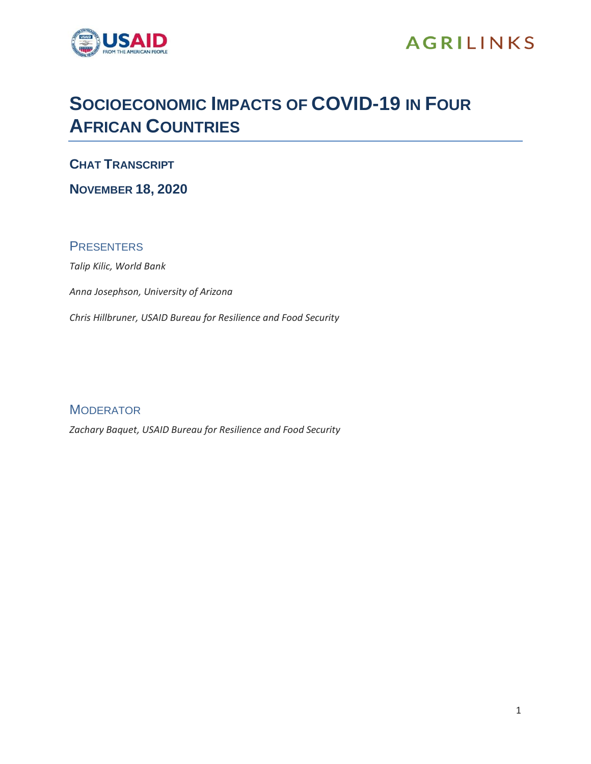# Socioeconomic Impacts of COVID-19 in Four African Countries

## Chat Transcript

## November 18, 2020

### Presenters

*Talip Kilic, World Bank*

*Anna Josephson, University of Arizona*

*Chris Hillbruner, USAID Bureau for Resilience and Food Security*

### Moderator

*Zachary Baquet, USAID Bureau for Resilience and Food Security*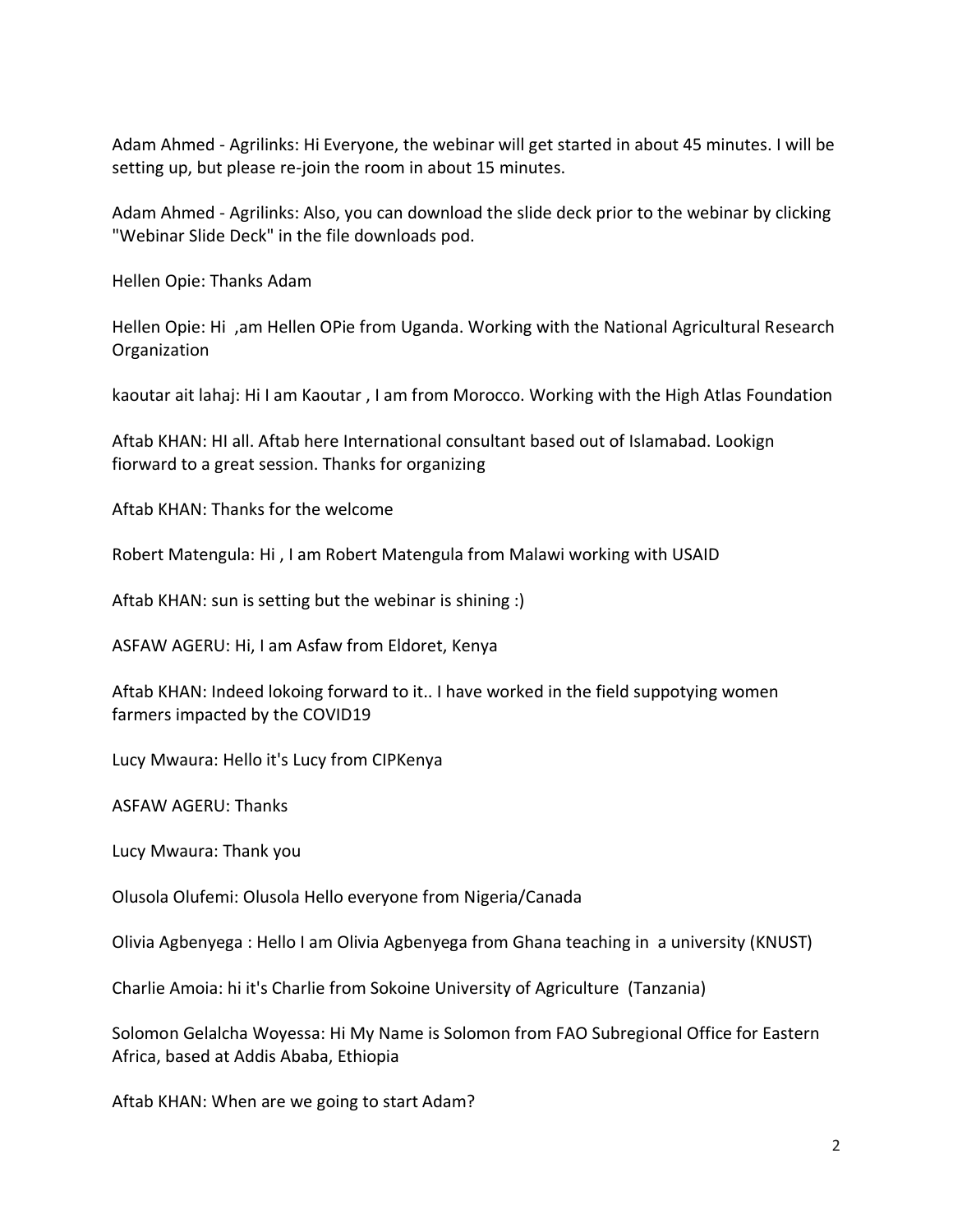Adam Ahmed - Agrilinks: Hi Everyone, the webinar will get started in about 45 minutes. I will be setting up, but please re-join the room in about 15 minutes.

Adam Ahmed - Agrilinks: Also, you can download the slide deck prior to the webinar by clicking "Webinar Slide Deck" in the file downloads pod.

Hellen Opie: Thanks Adam

Hellen Opie: Hi ,am Hellen OPie from Uganda. Working with the National Agricultural Research Organization

kaoutar ait lahaj: Hi I am Kaoutar , I am from Morocco. Working with the High Atlas Foundation

Aftab KHAN: HI all. Aftab here International consultant based out of Islamabad. Lookign fiorward to a great session. Thanks for organizing

Aftab KHAN: Thanks for the welcome

Robert Matengula: Hi , I am Robert Matengula from Malawi working with USAID

Aftab KHAN: sun is setting but the webinar is shining :)

ASFAW AGERU: Hi, I am Asfaw from Eldoret, Kenya

Aftab KHAN: Indeed lokoing forward to it.. I have worked in the field suppotying women farmers impacted by the COVID19

Lucy Mwaura: Hello it's Lucy from CIPKenya

ASFAW AGERU: Thanks

Lucy Mwaura: Thank you

Olusola Olufemi: Olusola Hello everyone from Nigeria/Canada

Olivia Agbenyega : Hello I am Olivia Agbenyega from Ghana teaching in a university (KNUST)

Charlie Amoia: hi it's Charlie from Sokoine University of Agriculture (Tanzania)

Solomon Gelalcha Woyessa: Hi My Name is Solomon from FAO Subregional Office for Eastern Africa, based at Addis Ababa, Ethiopia

Aftab KHAN: When are we going to start Adam?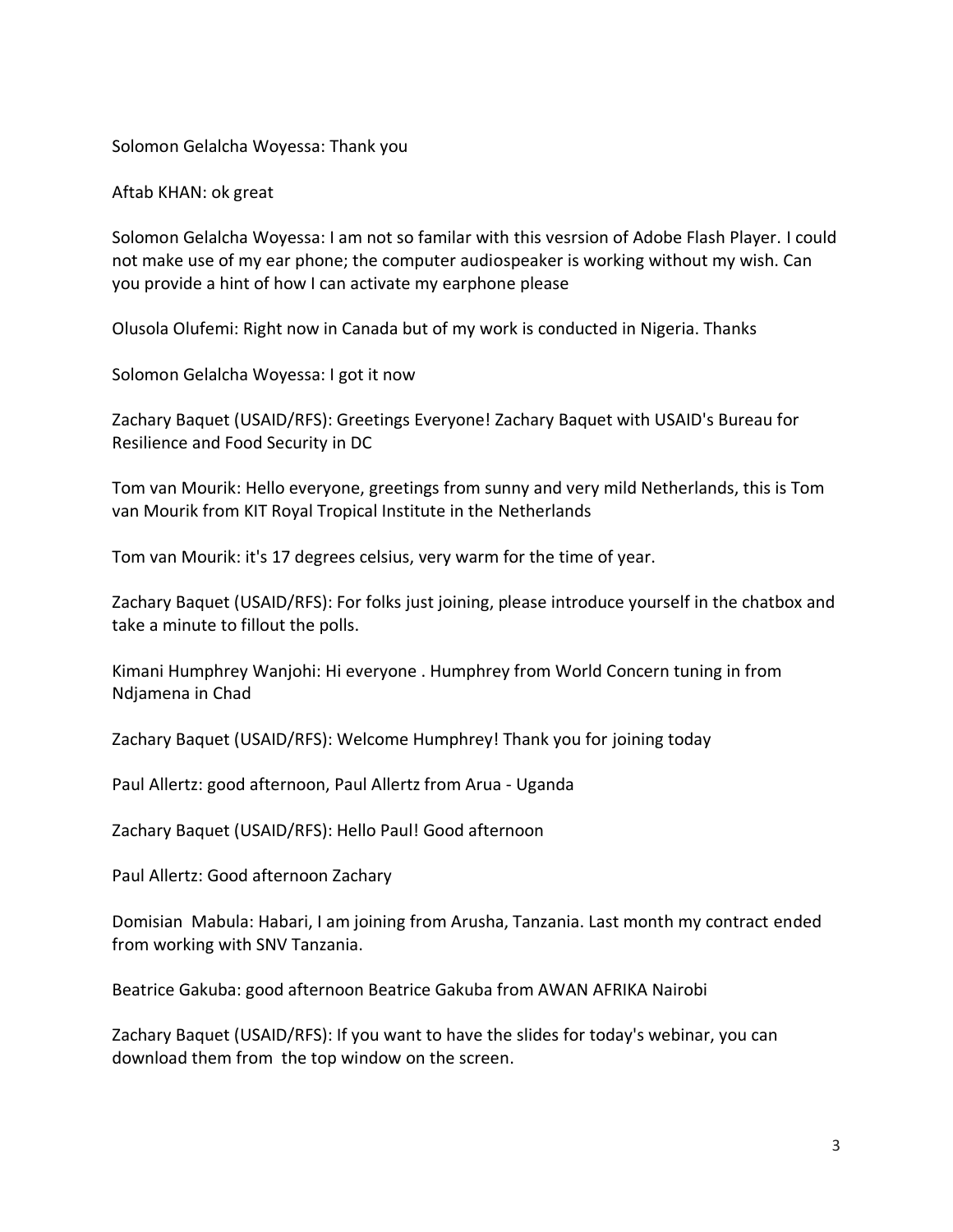Solomon Gelalcha Woyessa: Thank you

Aftab KHAN: ok great

Solomon Gelalcha Woyessa: I am not so familar with this vesrsion of Adobe Flash Player. I could not make use of my ear phone; the computer audiospeaker is working without my wish. Can you provide a hint of how I can activate my earphone please

Olusola Olufemi: Right now in Canada but of my work is conducted in Nigeria. Thanks

Solomon Gelalcha Woyessa: I got it now

Zachary Baquet (USAID/RFS): Greetings Everyone! Zachary Baquet with USAID's Bureau for Resilience and Food Security in DC

Tom van Mourik: Hello everyone, greetings from sunny and very mild Netherlands, this is Tom van Mourik from KIT Royal Tropical Institute in the Netherlands

Tom van Mourik: it's 17 degrees celsius, very warm for the time of year.

Zachary Baquet (USAID/RFS): For folks just joining, please introduce yourself in the chatbox and take a minute to fillout the polls.

Kimani Humphrey Wanjohi: Hi everyone . Humphrey from World Concern tuning in from Ndjamena in Chad

Zachary Baquet (USAID/RFS): Welcome Humphrey! Thank you for joining today

Paul Allertz: good afternoon, Paul Allertz from Arua - Uganda

Zachary Baquet (USAID/RFS): Hello Paul! Good afternoon

Paul Allertz: Good afternoon Zachary

Domisian Mabula: Habari, I am joining from Arusha, Tanzania. Last month my contract ended from working with SNV Tanzania.

Beatrice Gakuba: good afternoon Beatrice Gakuba from AWAN AFRIKA Nairobi

Zachary Baquet (USAID/RFS): If you want to have the slides for today's webinar, you can download them from the top window on the screen.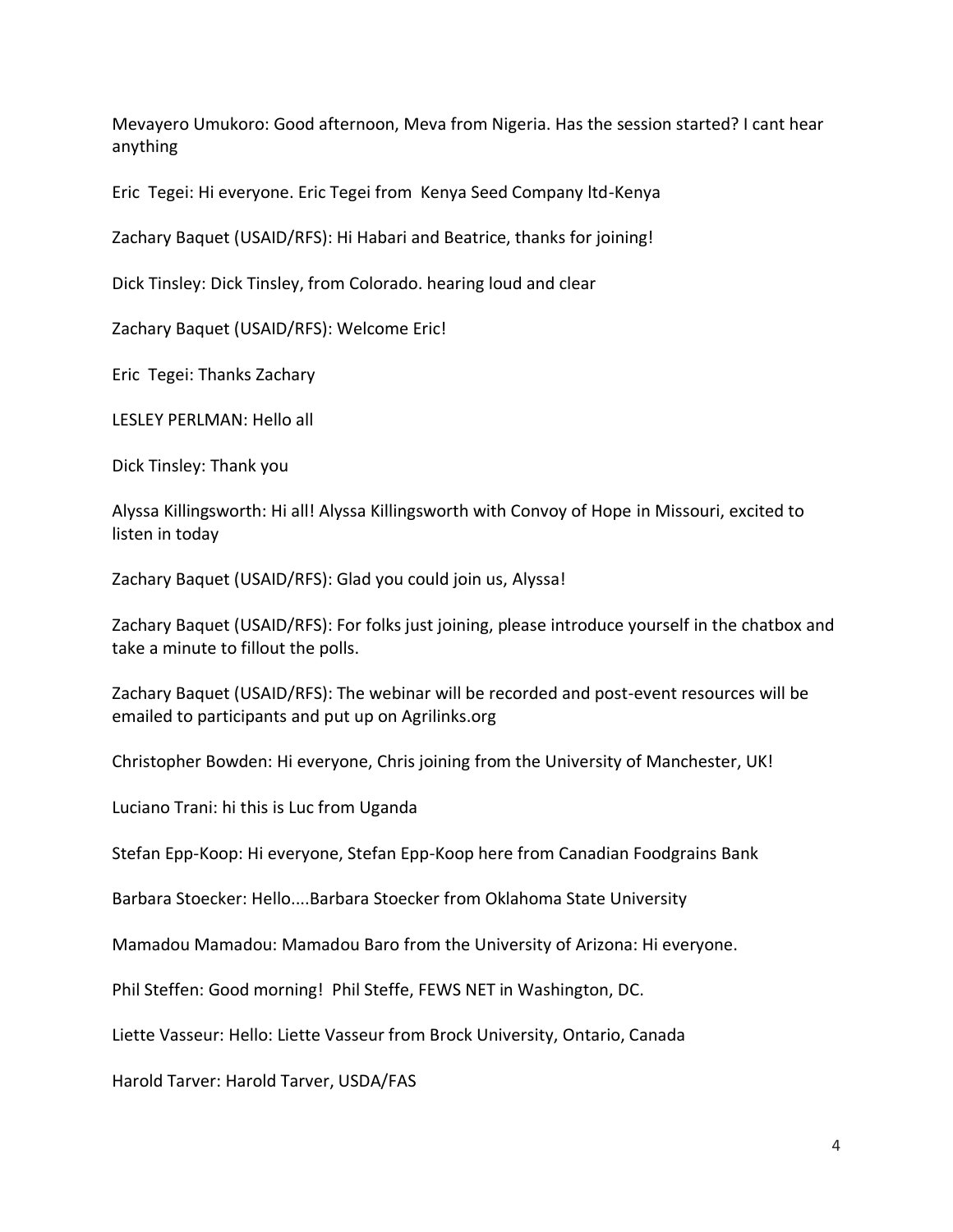Mevayero Umukoro: Good afternoon, Meva from Nigeria. Has the session started? I cant hear anything

Eric Tegei: Hi everyone. Eric Tegei from Kenya Seed Company ltd-Kenya

Zachary Baquet (USAID/RFS): Hi Habari and Beatrice, thanks for joining!

Dick Tinsley: Dick Tinsley, from Colorado. hearing loud and clear

Zachary Baquet (USAID/RFS): Welcome Eric!

Eric Tegei: Thanks Zachary

LESLEY PERLMAN: Hello all

Dick Tinsley: Thank you

Alyssa Killingsworth: Hi all! Alyssa Killingsworth with Convoy of Hope in Missouri, excited to listen in today

Zachary Baquet (USAID/RFS): Glad you could join us, Alyssa!

Zachary Baquet (USAID/RFS): For folks just joining, please introduce yourself in the chatbox and take a minute to fillout the polls.

Zachary Baquet (USAID/RFS): The webinar will be recorded and post-event resources will be emailed to participants and put up on Agrilinks.org

Christopher Bowden: Hi everyone, Chris joining from the University of Manchester, UK!

Luciano Trani: hi this is Luc from Uganda

Stefan Epp-Koop: Hi everyone, Stefan Epp-Koop here from Canadian Foodgrains Bank

Barbara Stoecker: Hello....Barbara Stoecker from Oklahoma State University

Mamadou Mamadou: Mamadou Baro from the University of Arizona: Hi everyone.

Phil Steffen: Good morning! Phil Steffe, FEWS NET in Washington, DC.

Liette Vasseur: Hello: Liette Vasseur from Brock University, Ontario, Canada

Harold Tarver: Harold Tarver, USDA/FAS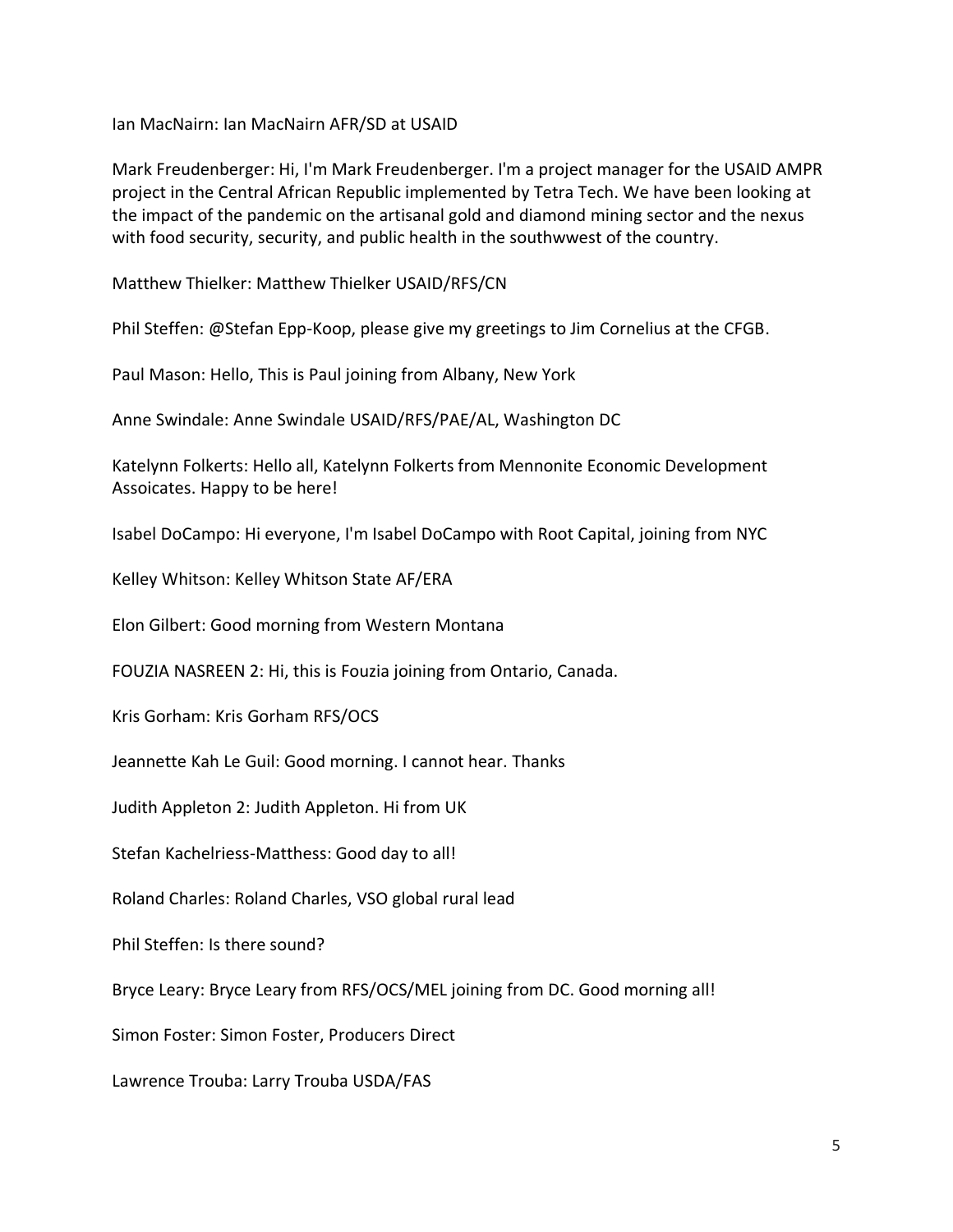Ian MacNairn: Ian MacNairn AFR/SD at USAID

Mark Freudenberger: Hi, I'm Mark Freudenberger. I'm a project manager for the USAID AMPR project in the Central African Republic implemented by Tetra Tech. We have been looking at the impact of the pandemic on the artisanal gold and diamond mining sector and the nexus with food security, security, and public health in the southwwest of the country.

Matthew Thielker: Matthew Thielker USAID/RFS/CN

Phil Steffen: @Stefan Epp-Koop, please give my greetings to Jim Cornelius at the CFGB.

Paul Mason: Hello, This is Paul joining from Albany, New York

Anne Swindale: Anne Swindale USAID/RFS/PAE/AL, Washington DC

Katelynn Folkerts: Hello all, Katelynn Folkerts from Mennonite Economic Development Assoicates. Happy to be here!

Isabel DoCampo: Hi everyone, I'm Isabel DoCampo with Root Capital, joining from NYC

Kelley Whitson: Kelley Whitson State AF/ERA

Elon Gilbert: Good morning from Western Montana

FOUZIA NASREEN 2: Hi, this is Fouzia joining from Ontario, Canada.

Kris Gorham: Kris Gorham RFS/OCS

Jeannette Kah Le Guil: Good morning. I cannot hear. Thanks

Judith Appleton 2: Judith Appleton. Hi from UK

Stefan Kachelriess-Matthess: Good day to all!

Roland Charles: Roland Charles, VSO global rural lead

Phil Steffen: Is there sound?

Bryce Leary: Bryce Leary from RFS/OCS/MEL joining from DC. Good morning all!

Simon Foster: Simon Foster, Producers Direct

Lawrence Trouba: Larry Trouba USDA/FAS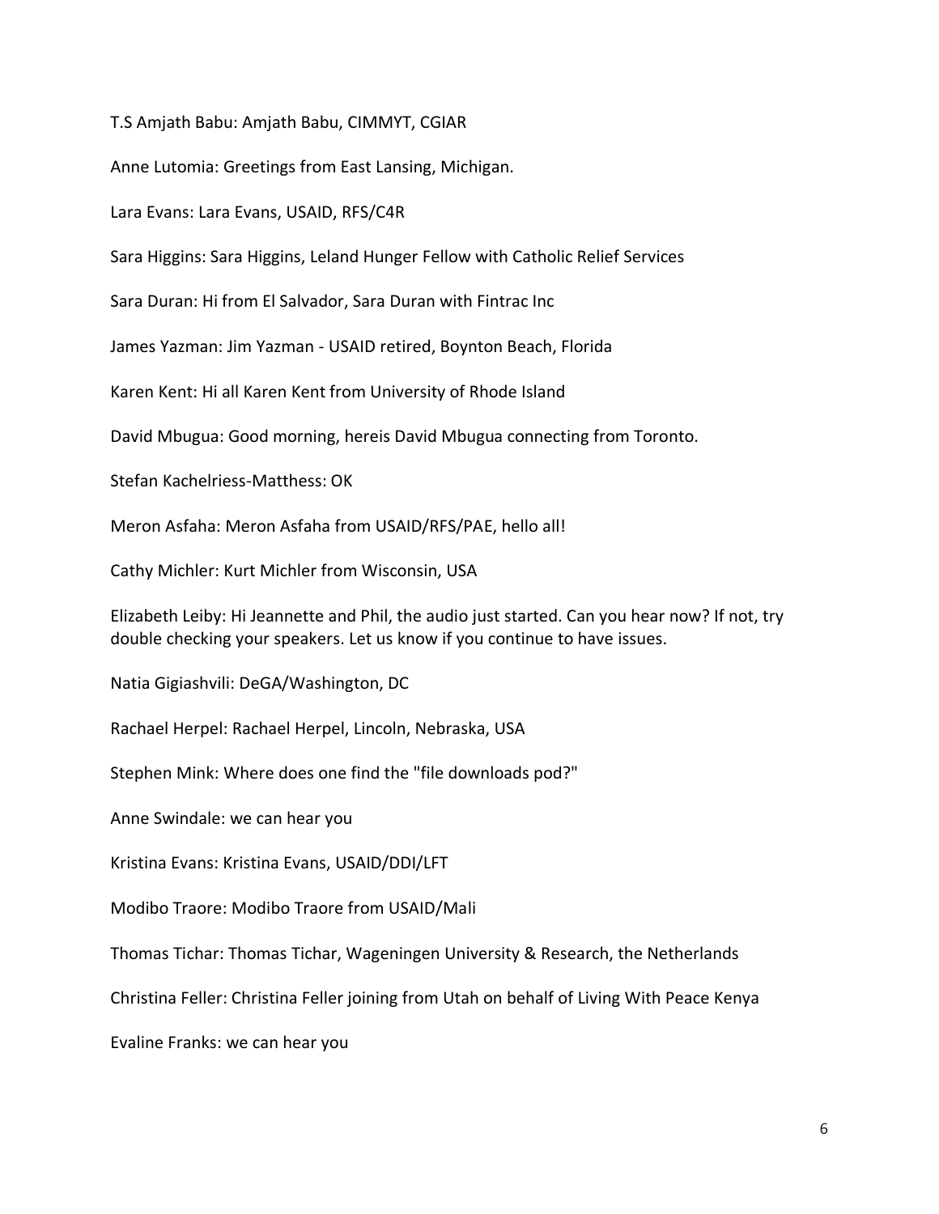T.S Amjath Babu: Amjath Babu, CIMMYT, CGIAR

Anne Lutomia: Greetings from East Lansing, Michigan.

Lara Evans: Lara Evans, USAID, RFS/C4R

Sara Higgins: Sara Higgins, Leland Hunger Fellow with Catholic Relief Services

Sara Duran: Hi from El Salvador, Sara Duran with Fintrac Inc

James Yazman: Jim Yazman - USAID retired, Boynton Beach, Florida

Karen Kent: Hi all Karen Kent from University of Rhode Island

David Mbugua: Good morning, hereis David Mbugua connecting from Toronto.

Stefan Kachelriess-Matthess: OK

Meron Asfaha: Meron Asfaha from USAID/RFS/PAE, hello all!

Cathy Michler: Kurt Michler from Wisconsin, USA

Elizabeth Leiby: Hi Jeannette and Phil, the audio just started. Can you hear now? If not, try double checking your speakers. Let us know if you continue to have issues.

Natia Gigiashvili: DeGA/Washington, DC

Rachael Herpel: Rachael Herpel, Lincoln, Nebraska, USA

Stephen Mink: Where does one find the "file downloads pod?"

Anne Swindale: we can hear you

Kristina Evans: Kristina Evans, USAID/DDI/LFT

Modibo Traore: Modibo Traore from USAID/Mali

Thomas Tichar: Thomas Tichar, Wageningen University & Research, the Netherlands

Christina Feller: Christina Feller joining from Utah on behalf of Living With Peace Kenya

Evaline Franks: we can hear you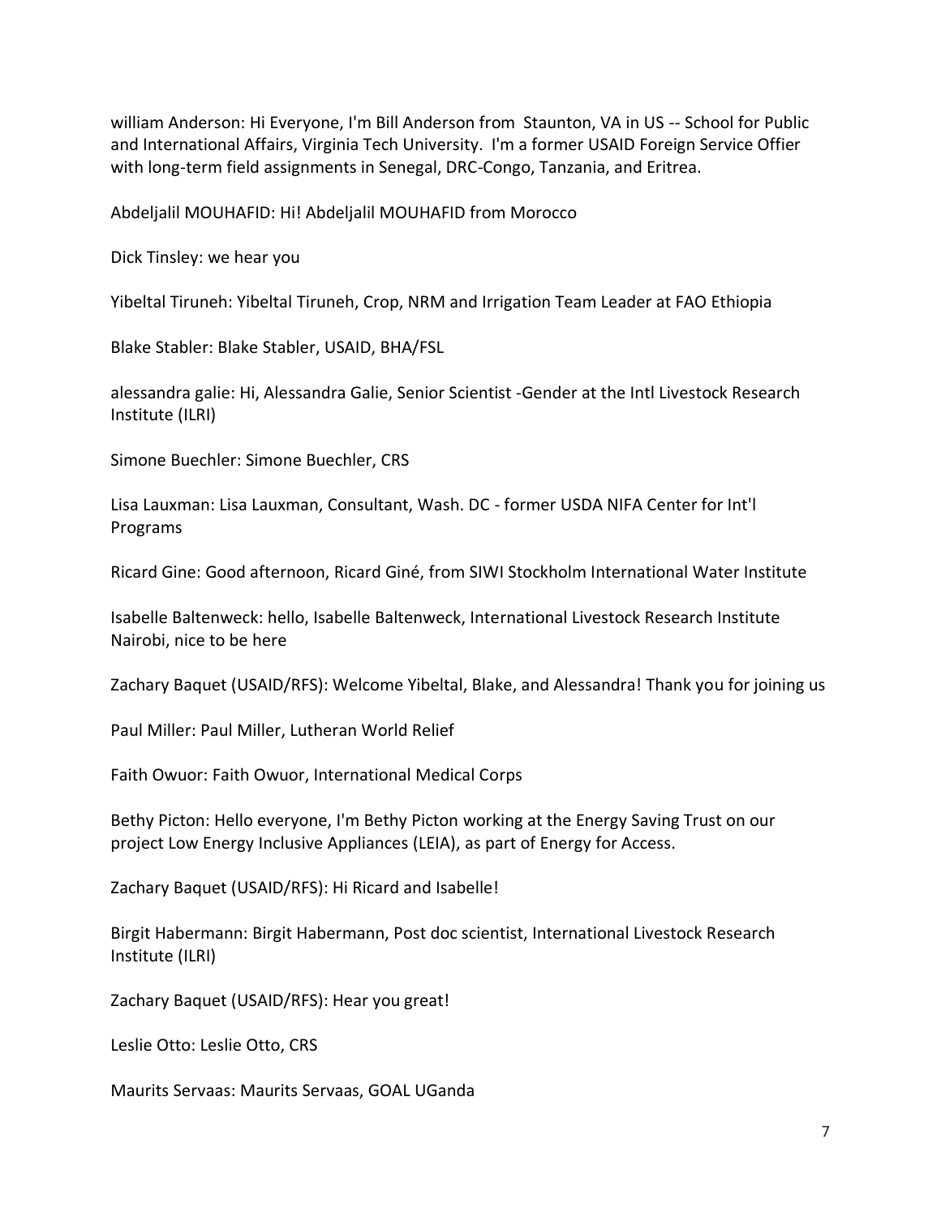william Anderson: Hi Everyone, I'm Bill Anderson from  Staunton, VA in US -- School for Public and International Affairs, Virginia Tech University.  I'm a former USAID Foreign Service Offier with long-term field assignments in Senegal, DRC-Congo, Tanzania, and Eritrea.

Abdeljalil MOUHAFID: Hi! Abdeljalil MOUHAFID from Morocco

Dick Tinsley: we hear you

Yibeltal Tiruneh: Yibeltal Tiruneh, Crop, NRM and Irrigation Team Leader at FAO Ethiopia

Blake Stabler: Blake Stabler, USAID, BHA/FSL

alessandra galie: Hi, Alessandra Galie, Senior Scientist -Gender at the Intl Livestock Research Institute (ILRI)

Simone Buechler: Simone Buechler, CRS

Lisa Lauxman: Lisa Lauxman, Consultant, Wash. DC - former USDA NIFA Center for Int'l Programs

Ricard Gine: Good afternoon, Ricard Giné, from SIWI Stockholm International Water Institute

Isabelle Baltenweck: hello, Isabelle Baltenweck, International Livestock Research Institute Nairobi, nice to be here

Zachary Baquet (USAID/RFS): Welcome Yibeltal, Blake, and Alessandra! Thank you for joining us

Paul Miller: Paul Miller, Lutheran World Relief

Faith Owuor: Faith Owuor, International Medical Corps

Bethy Picton: Hello everyone, I'm Bethy Picton working at the Energy Saving Trust on our project Low Energy Inclusive Appliances (LEIA), as part of Energy for Access.

Zachary Baquet (USAID/RFS): Hi Ricard and Isabelle!

Birgit Habermann: Birgit Habermann, Post doc scientist, International Livestock Research Institute (ILRI)

Zachary Baquet (USAID/RFS): Hear you great!

Leslie Otto: Leslie Otto, CRS

Maurits Servaas: Maurits Servaas, GOAL UGanda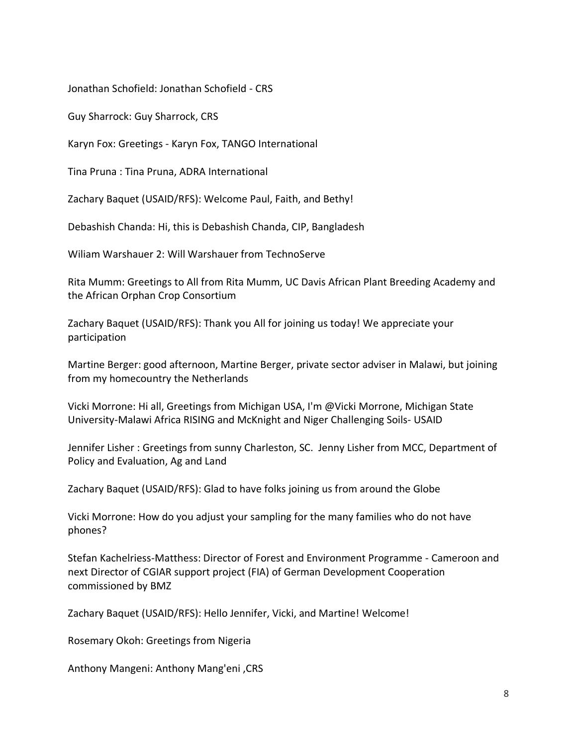Jonathan Schofield: Jonathan Schofield - CRS

Guy Sharrock: Guy Sharrock, CRS

Karyn Fox: Greetings - Karyn Fox, TANGO International

Tina Pruna : Tina Pruna, ADRA International

Zachary Baquet (USAID/RFS): Welcome Paul, Faith, and Bethy!

Debashish Chanda: Hi, this is Debashish Chanda, CIP, Bangladesh

Wiliam Warshauer 2: Will Warshauer from TechnoServe

Rita Mumm: Greetings to All from Rita Mumm, UC Davis African Plant Breeding Academy and the African Orphan Crop Consortium

Zachary Baquet (USAID/RFS): Thank you All for joining us today! We appreciate your participation

Martine Berger: good afternoon, Martine Berger, private sector adviser in Malawi, but joining from my homecountry the Netherlands

Vicki Morrone: Hi all, Greetings from Michigan USA, I'm @Vicki Morrone, Michigan State University-Malawi Africa RISING and McKnight and Niger Challenging Soils- USAID

Jennifer Lisher : Greetings from sunny Charleston, SC.  Jenny Lisher from MCC, Department of Policy and Evaluation, Ag and Land

Zachary Baquet (USAID/RFS): Glad to have folks joining us from around the Globe

Vicki Morrone: How do you adjust your sampling for the many families who do not have phones?

Stefan Kachelriess-Matthess: Director of Forest and Environment Programme - Cameroon and next Director of CGIAR support project (FIA) of German Development Cooperation commissioned by BMZ

Zachary Baquet (USAID/RFS): Hello Jennifer, Vicki, and Martine! Welcome!

Rosemary Okoh: Greetings from Nigeria

Anthony Mangeni: Anthony Mang'eni ,CRS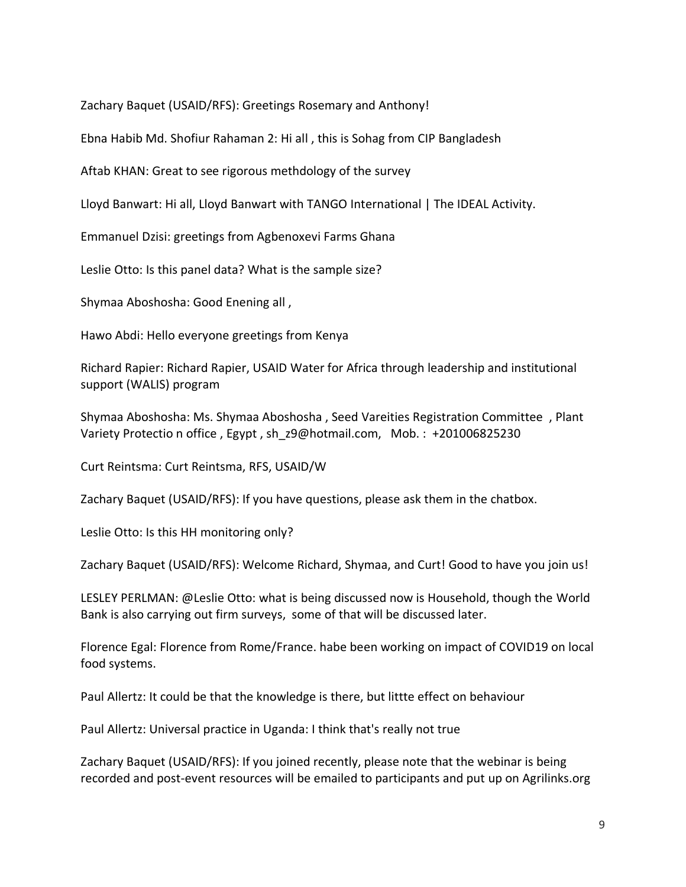Zachary Baquet (USAID/RFS): Greetings Rosemary and Anthony!

Ebna Habib Md. Shofiur Rahaman 2: Hi all , this is Sohag from CIP Bangladesh

Aftab KHAN: Great to see rigorous methdology of the survey

Lloyd Banwart: Hi all, Lloyd Banwart with TANGO International | The IDEAL Activity.

Emmanuel Dzisi: greetings from Agbenoxevi Farms Ghana

Leslie Otto: Is this panel data? What is the sample size?

Shymaa Aboshosha: Good Enening all ,

Hawo Abdi: Hello everyone greetings from Kenya

Richard Rapier: Richard Rapier, USAID Water for Africa through leadership and institutional support (WALIS) program

Shymaa Aboshosha: Ms. Shymaa Aboshosha , Seed Vareities Registration Committee , Plant Variety Protectio n office , Egypt , sh_z9@hotmail.com, Mob. : +201006825230

Curt Reintsma: Curt Reintsma, RFS, USAID/W

Zachary Baquet (USAID/RFS): If you have questions, please ask them in the chatbox.

Leslie Otto: Is this HH monitoring only?

Zachary Baquet (USAID/RFS): Welcome Richard, Shymaa, and Curt! Good to have you join us!

LESLEY PERLMAN: @Leslie Otto: what is being discussed now is Household, though the World Bank is also carrying out firm surveys, some of that will be discussed later.

Florence Egal: Florence from Rome/France. habe been working on impact of COVID19 on local food systems.

Paul Allertz: It could be that the knowledge is there, but littte effect on behaviour

Paul Allertz: Universal practice in Uganda: I think that's really not true

Zachary Baquet (USAID/RFS): If you joined recently, please note that the webinar is being recorded and post-event resources will be emailed to participants and put up on Agrilinks.org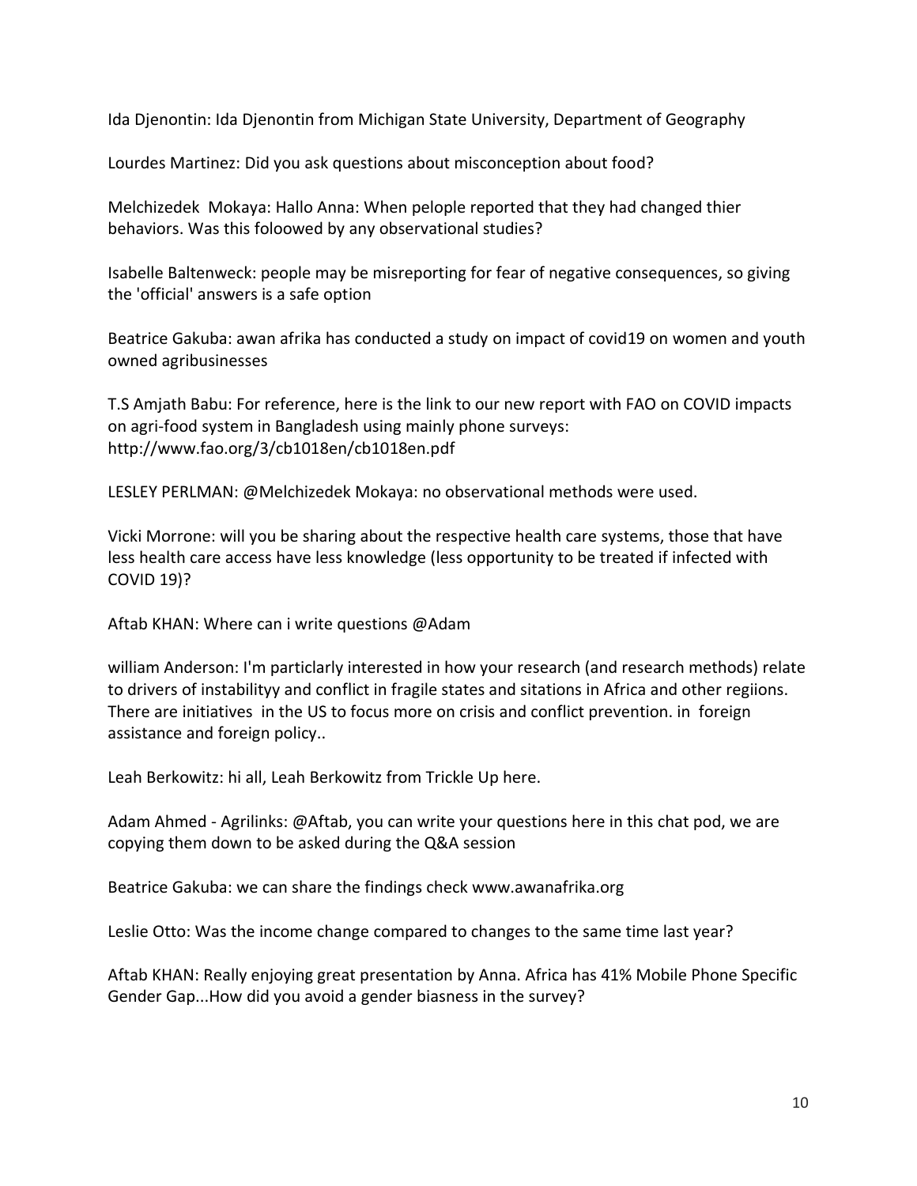Ida Djenontin: Ida Djenontin from Michigan State University, Department of Geography

Lourdes Martinez: Did you ask questions about misconception about food?

Melchizedek  Mokaya: Hallo Anna: When pelople reported that they had changed thier behaviors. Was this foloowed by any observational studies?

Isabelle Baltenweck: people may be misreporting for fear of negative consequences, so giving the 'official' answers is a safe option

Beatrice Gakuba: awan afrika has conducted a study on impact of covid19 on women and youth owned agribusinesses

T.S Amjath Babu: For reference, here is the link to our new report with FAO on COVID impacts on agri-food system in Bangladesh using mainly phone surveys: http://www.fao.org/3/cb1018en/cb1018en.pdf

LESLEY PERLMAN: @Melchizedek Mokaya: no observational methods were used.

Vicki Morrone: will you be sharing about the respective health care systems, those that have less health care access have less knowledge (less opportunity to be treated if infected with COVID 19)?

Aftab KHAN: Where can i write questions @Adam

william Anderson: I'm particlarly interested in how your research (and research methods) relate to drivers of instabilityy and conflict in fragile states and sitations in Africa and other regiions. There are initiatives  in the US to focus more on crisis and conflict prevention. in  foreign assistance and foreign policy..

Leah Berkowitz: hi all, Leah Berkowitz from Trickle Up here.

Adam Ahmed - Agrilinks: @Aftab, you can write your questions here in this chat pod, we are copying them down to be asked during the Q&A session

Beatrice Gakuba: we can share the findings check www.awanafrika.org

Leslie Otto: Was the income change compared to changes to the same time last year?

Aftab KHAN: Really enjoying great presentation by Anna. Africa has 41% Mobile Phone Specific Gender Gap...How did you avoid a gender biasness in the survey?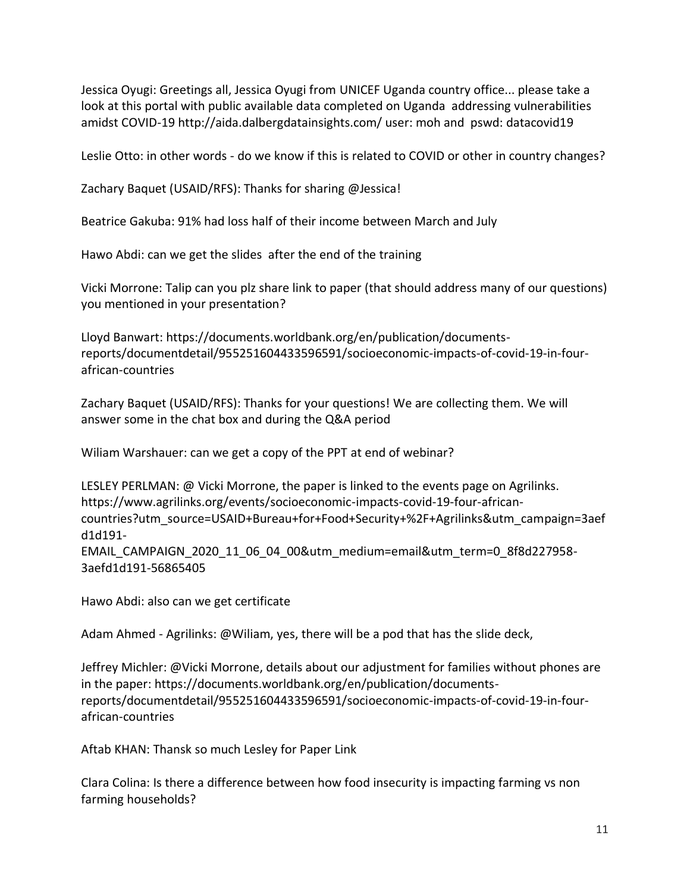Jessica Oyugi: Greetings all, Jessica Oyugi from UNICEF Uganda country office... please take a look at this portal with public available data completed on Uganda addressing vulnerabilities amidst COVID-19 http://aida.dalbergdatainsights.com/ user: moh and pswd: datacovid19

Leslie Otto: in other words - do we know if this is related to COVID or other in country changes?

Zachary Baquet (USAID/RFS): Thanks for sharing @Jessica!

Beatrice Gakuba: 91% had loss half of their income between March and July

Hawo Abdi: can we get the slides after the end of the training

Vicki Morrone: Talip can you plz share link to paper (that should address many of our questions) you mentioned in your presentation?

Lloyd Banwart: https://documents.worldbank.org/en/publication/documents-reports/documentdetail/955251604433596591/socioeconomic-impacts-of-covid-19-in-four-african-countries

Zachary Baquet (USAID/RFS): Thanks for your questions! We are collecting them. We will answer some in the chat box and during the Q&A period

Wiliam Warshauer: can we get a copy of the PPT at end of webinar?

LESLEY PERLMAN: @ Vicki Morrone, the paper is linked to the events page on Agrilinks. https://www.agrilinks.org/events/socioeconomic-impacts-covid-19-four-african-countries?utm_source=USAID+Bureau+for+Food+Security+%2F+Agrilinks&utm_campaign=3aefd1d191-EMAIL_CAMPAIGN_2020_11_06_04_00&utm_medium=email&utm_term=0_8f8d227958-3aefd1d191-56865405

Hawo Abdi: also can we get certificate

Adam Ahmed - Agrilinks: @Wiliam, yes, there will be a pod that has the slide deck,

Jeffrey Michler: @Vicki Morrone, details about our adjustment for families without phones are in the paper: https://documents.worldbank.org/en/publication/documents-reports/documentdetail/955251604433596591/socioeconomic-impacts-of-covid-19-in-four-african-countries

Aftab KHAN: Thansk so much Lesley for Paper Link

Clara Colina: Is there a difference between how food insecurity is impacting farming vs non farming households?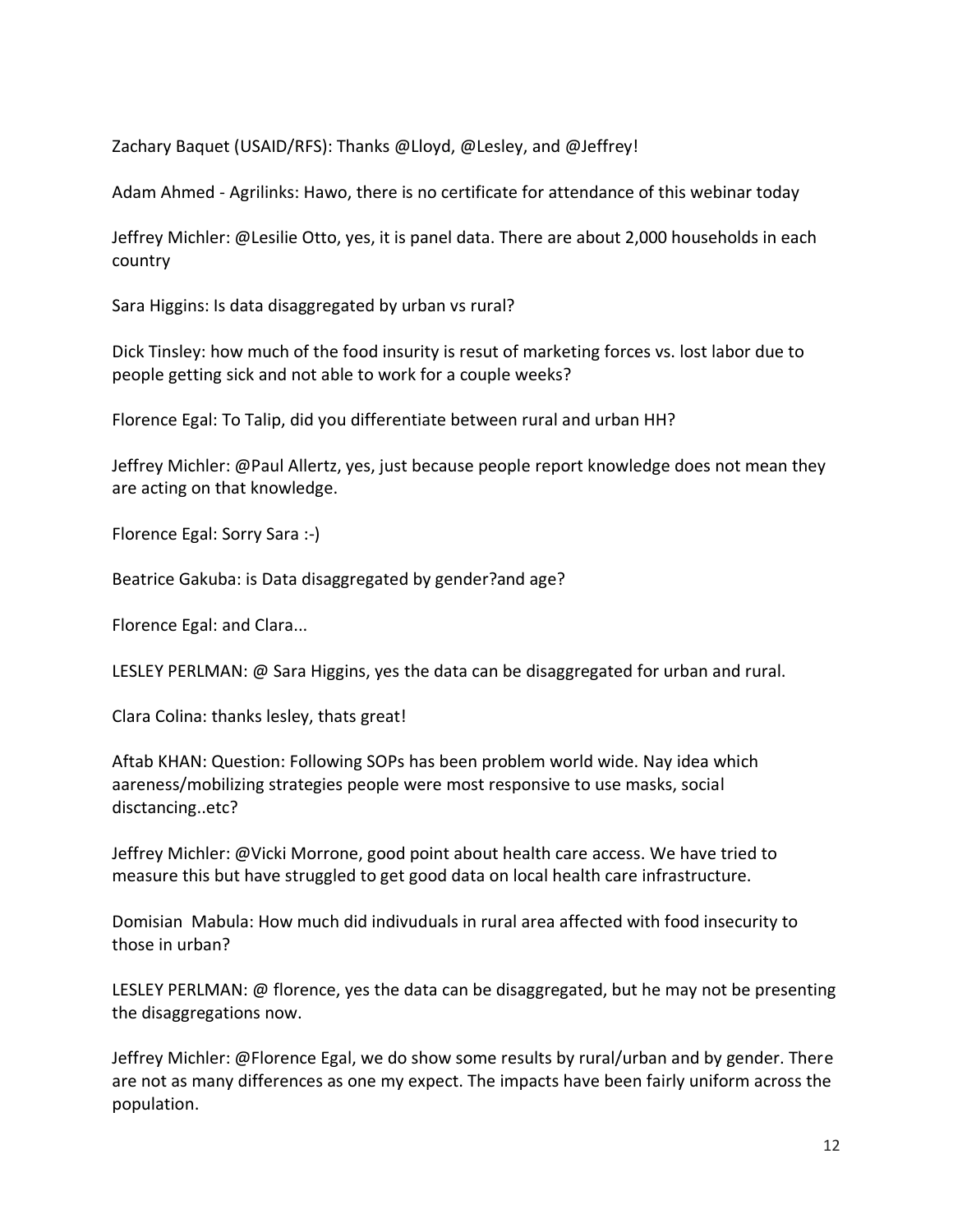Zachary Baquet (USAID/RFS): Thanks @Lloyd, @Lesley, and @Jeffrey!

Adam Ahmed - Agrilinks: Hawo, there is no certificate for attendance of this webinar today

Jeffrey Michler: @Lesilie Otto, yes, it is panel data. There are about 2,000 households in each country

Sara Higgins: Is data disaggregated by urban vs rural?

Dick Tinsley: how much of the food insurity is resut of marketing forces vs. lost labor due to people getting sick and not able to work for a couple weeks?

Florence Egal: To Talip, did you differentiate between rural and urban HH?

Jeffrey Michler: @Paul Allertz, yes, just because people report knowledge does not mean they are acting on that knowledge.

Florence Egal: Sorry Sara :-)

Beatrice Gakuba: is Data disaggregated by gender?and age?

Florence Egal: and Clara...

LESLEY PERLMAN: @ Sara Higgins, yes the data can be disaggregated for urban and rural.

Clara Colina: thanks lesley, thats great!

Aftab KHAN: Question: Following SOPs has been problem world wide. Nay idea which aareness/mobilizing strategies people were most responsive to use masks, social disctancing..etc?

Jeffrey Michler: @Vicki Morrone, good point about health care access. We have tried to measure this but have struggled to get good data on local health care infrastructure.

Domisian Mabula: How much did indivuduals in rural area affected with food insecurity to those in urban?

LESLEY PERLMAN: @ florence, yes the data can be disaggregated, but he may not be presenting the disaggregations now.

Jeffrey Michler: @Florence Egal, we do show some results by rural/urban and by gender. There are not as many differences as one my expect. The impacts have been fairly uniform across the population.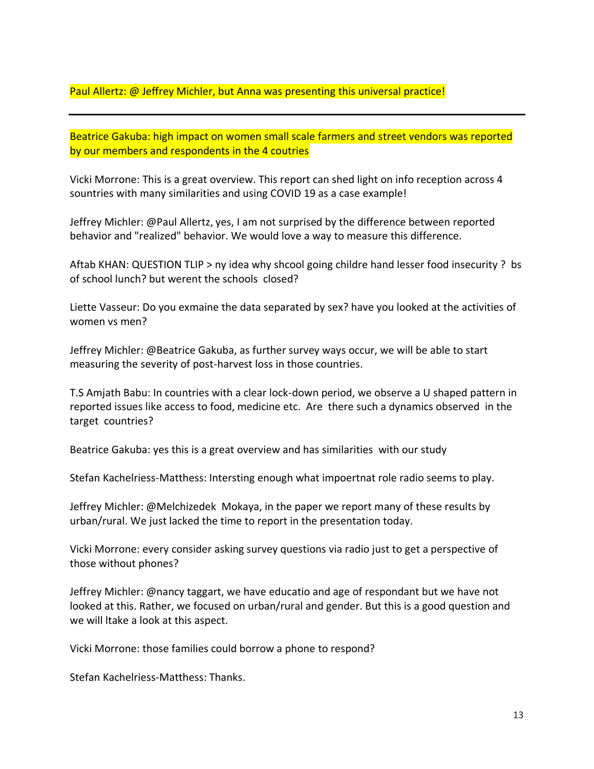Paul Allertz: @ Jeffrey Michler, but Anna was presenting this universal practice!

---

Beatrice Gakuba: high impact on women small scale farmers and street vendors was reported by our members and respondents in the 4 coutries

Vicki Morrone: This is a great overview. This report can shed light on info reception across 4 sountries with many similarities and using COVID 19 as a case example!

Jeffrey Michler: @Paul Allertz, yes, I am not surprised by the difference between reported behavior and "realized" behavior. We would love a way to measure this difference.

Aftab KHAN: QUESTION TLIP > ny idea why shcool going childre hand lesser food insecurity ? bs of school lunch? but werent the schools closed?

Liette Vasseur: Do you exmaine the data separated by sex? have you looked at the activities of women vs men?

Jeffrey Michler: @Beatrice Gakuba, as further survey ways occur, we will be able to start measuring the severity of post-harvest loss in those countries.

T.S Amjath Babu: In countries with a clear lock-down period, we observe a U shaped pattern in reported issues like access to food, medicine etc. Are there such a dynamics observed in the target countries?

Beatrice Gakuba: yes this is a great overview and has similarities with our study

Stefan Kachelriess-Matthess: Intersting enough what impoertnat role radio seems to play.

Jeffrey Michler: @Melchizedek Mokaya, in the paper we report many of these results by urban/rural. We just lacked the time to report in the presentation today.

Vicki Morrone: every consider asking survey questions via radio just to get a perspective of those without phones?

Jeffrey Michler: @nancy taggart, we have educatio and age of respondant but we have not looked at this. Rather, we focused on urban/rural and gender. But this is a good question and we will ltake a look at this aspect.

Vicki Morrone: those families could borrow a phone to respond?

Stefan Kachelriess-Matthess: Thanks.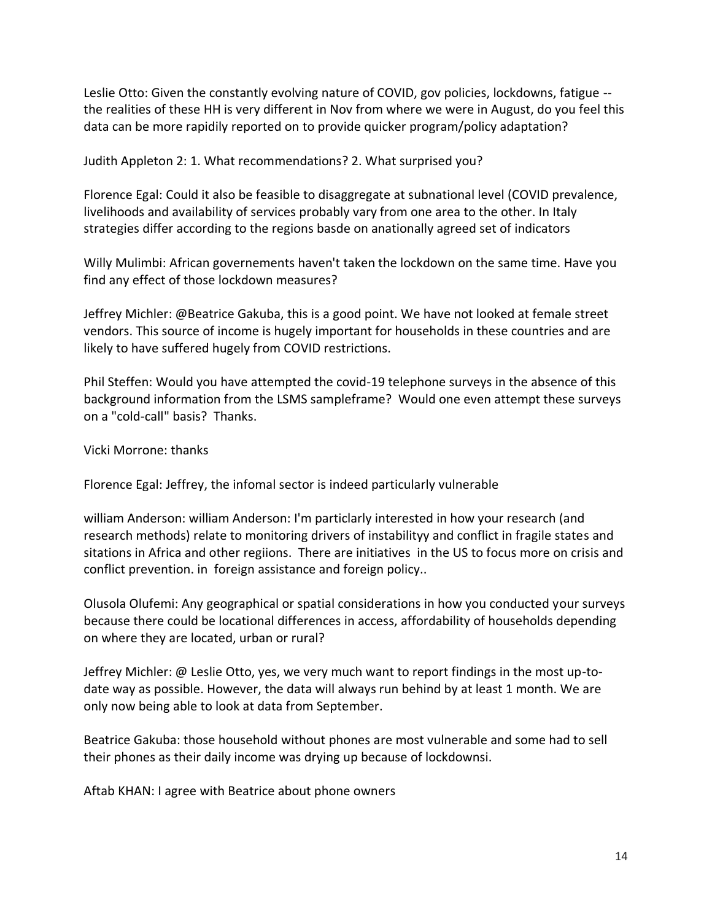Leslie Otto: Given the constantly evolving nature of COVID, gov policies, lockdowns, fatigue -- the realities of these HH is very different in Nov from where we were in August, do you feel this data can be more rapidily reported on to provide quicker program/policy adaptation?

Judith Appleton 2: 1. What recommendations? 2. What surprised you?

Florence Egal: Could it also be feasible to disaggregate at subnational level (COVID prevalence, livelihoods and availability of services probably vary from one area to the other. In Italy strategies differ according to the regions basde on anationally agreed set of indicators

Willy Mulimbi: African governements haven't taken the lockdown on the same time. Have you find any effect of those lockdown measures?

Jeffrey Michler: @Beatrice Gakuba, this is a good point. We have not looked at female street vendors. This source of income is hugely important for households in these countries and are likely to have suffered hugely from COVID restrictions.

Phil Steffen: Would you have attempted the covid-19 telephone surveys in the absence of this background information from the LSMS sampleframe? Would one even attempt these surveys on a "cold-call" basis? Thanks.

Vicki Morrone: thanks

Florence Egal: Jeffrey, the infomal sector is indeed particularly vulnerable

william Anderson: william Anderson: I'm particlarly interested in how your research (and research methods) relate to monitoring drivers of instabilityy and conflict in fragile states and sitations in Africa and other regiions. There are initiatives in the US to focus more on crisis and conflict prevention. in foreign assistance and foreign policy..

Olusola Olufemi: Any geographical or spatial considerations in how you conducted your surveys because there could be locational differences in access, affordability of households depending on where they are located, urban or rural?

Jeffrey Michler: @ Leslie Otto, yes, we very much want to report findings in the most up-to-date way as possible. However, the data will always run behind by at least 1 month. We are only now being able to look at data from September.

Beatrice Gakuba: those household without phones are most vulnerable and some had to sell their phones as their daily income was drying up because of lockdownsi.

Aftab KHAN: I agree with Beatrice about phone owners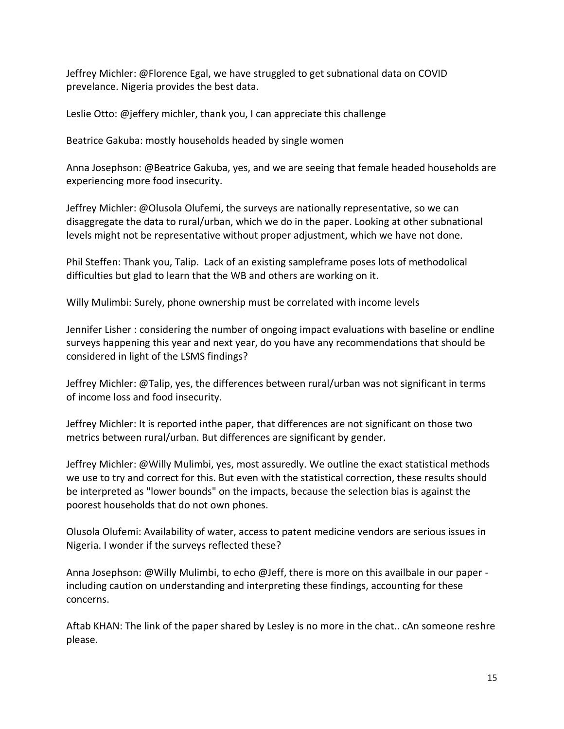Jeffrey Michler: @Florence Egal, we have struggled to get subnational data on COVID prevelance. Nigeria provides the best data.

Leslie Otto: @jeffery michler, thank you, I can appreciate this challenge

Beatrice Gakuba: mostly households headed by single women

Anna Josephson: @Beatrice Gakuba, yes, and we are seeing that female headed households are experiencing more food insecurity.

Jeffrey Michler: @Olusola Olufemi, the surveys are nationally representative, so we can disaggregate the data to rural/urban, which we do in the paper. Looking at other subnational levels might not be representative without proper adjustment, which we have not done.

Phil Steffen: Thank you, Talip. Lack of an existing sampleframe poses lots of methodolical difficulties but glad to learn that the WB and others are working on it.

Willy Mulimbi: Surely, phone ownership must be correlated with income levels

Jennifer Lisher : considering the number of ongoing impact evaluations with baseline or endline surveys happening this year and next year, do you have any recommendations that should be considered in light of the LSMS findings?

Jeffrey Michler: @Talip, yes, the differences between rural/urban was not significant in terms of income loss and food insecurity.

Jeffrey Michler: It is reported inthe paper, that differences are not significant on those two metrics between rural/urban. But differences are significant by gender.

Jeffrey Michler: @Willy Mulimbi, yes, most assuredly. We outline the exact statistical methods we use to try and correct for this. But even with the statistical correction, these results should be interpreted as "lower bounds" on the impacts, because the selection bias is against the poorest households that do not own phones.

Olusola Olufemi: Availability of water, access to patent medicine vendors are serious issues in Nigeria. I wonder if the surveys reflected these?

Anna Josephson: @Willy Mulimbi, to echo @Jeff, there is more on this availbale in our paper - including caution on understanding and interpreting these findings, accounting for these concerns.

Aftab KHAN: The link of the paper shared by Lesley is no more in the chat.. cAn someone reshre please.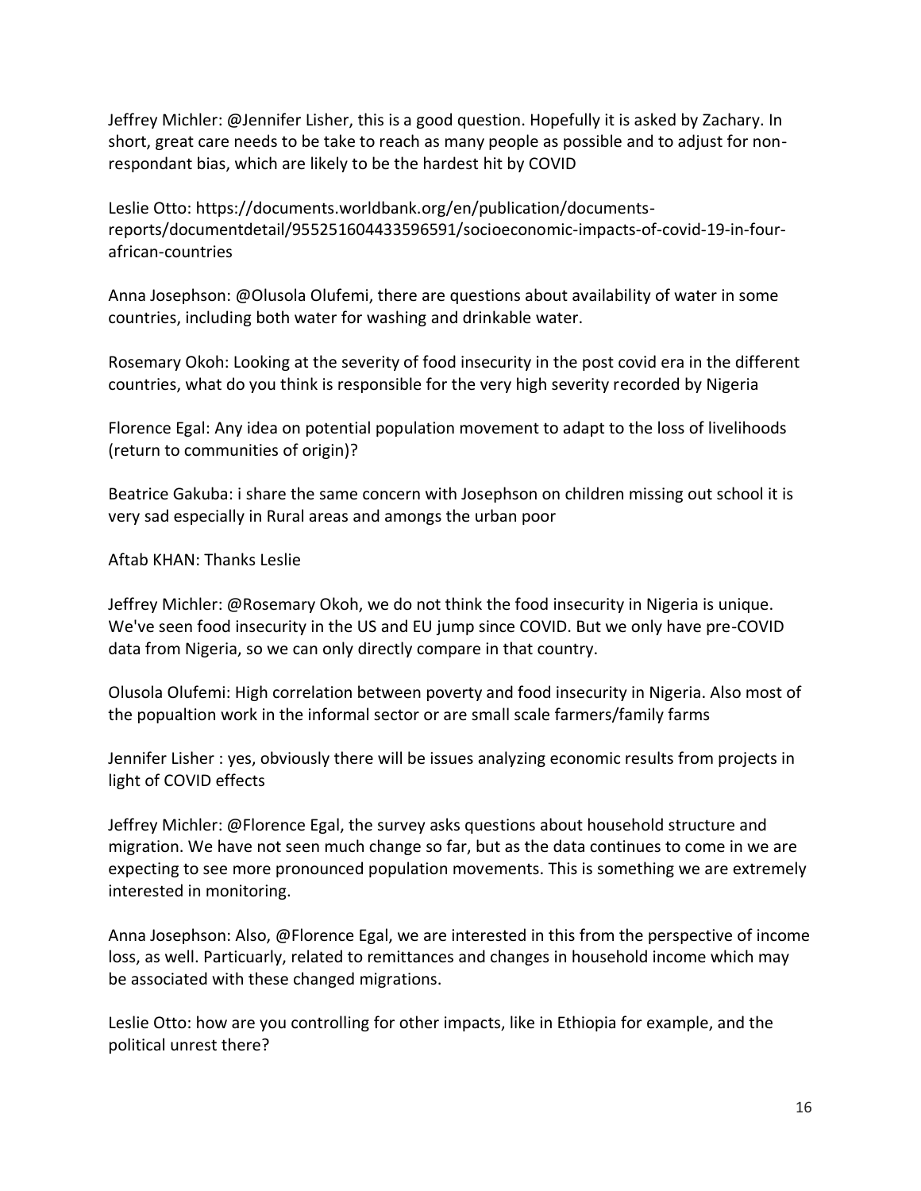Jeffrey Michler: @Jennifer Lisher, this is a good question. Hopefully it is asked by Zachary. In short, great care needs to be take to reach as many people as possible and to adjust for non-respondant bias, which are likely to be the hardest hit by COVID

Leslie Otto: https://documents.worldbank.org/en/publication/documents-reports/documentdetail/955251604433596591/socioeconomic-impacts-of-covid-19-in-four-african-countries

Anna Josephson: @Olusola Olufemi, there are questions about availability of water in some countries, including both water for washing and drinkable water.

Rosemary Okoh: Looking at the severity of food insecurity in the post covid era in the different countries, what do you think is responsible for the very high severity recorded by Nigeria

Florence Egal: Any idea on potential population movement to adapt to the loss of livelihoods (return to communities of origin)?

Beatrice Gakuba: i share the same concern with Josephson on children missing out school it is very sad especially in Rural areas and amongs the urban poor

Aftab KHAN: Thanks Leslie

Jeffrey Michler: @Rosemary Okoh, we do not think the food insecurity in Nigeria is unique. We've seen food insecurity in the US and EU jump since COVID. But we only have pre-COVID data from Nigeria, so we can only directly compare in that country.

Olusola Olufemi: High correlation between poverty and food insecurity in Nigeria. Also most of the popualtion work in the informal sector or are small scale farmers/family farms

Jennifer Lisher : yes, obviously there will be issues analyzing economic results from projects in light of COVID effects

Jeffrey Michler: @Florence Egal, the survey asks questions about household structure and migration. We have not seen much change so far, but as the data continues to come in we are expecting to see more pronounced population movements. This is something we are extremely interested in monitoring.

Anna Josephson: Also, @Florence Egal, we are interested in this from the perspective of income loss, as well. Particuarly, related to remittances and changes in household income which may be associated with these changed migrations.

Leslie Otto: how are you controlling for other impacts, like in Ethiopia for example, and the political unrest there?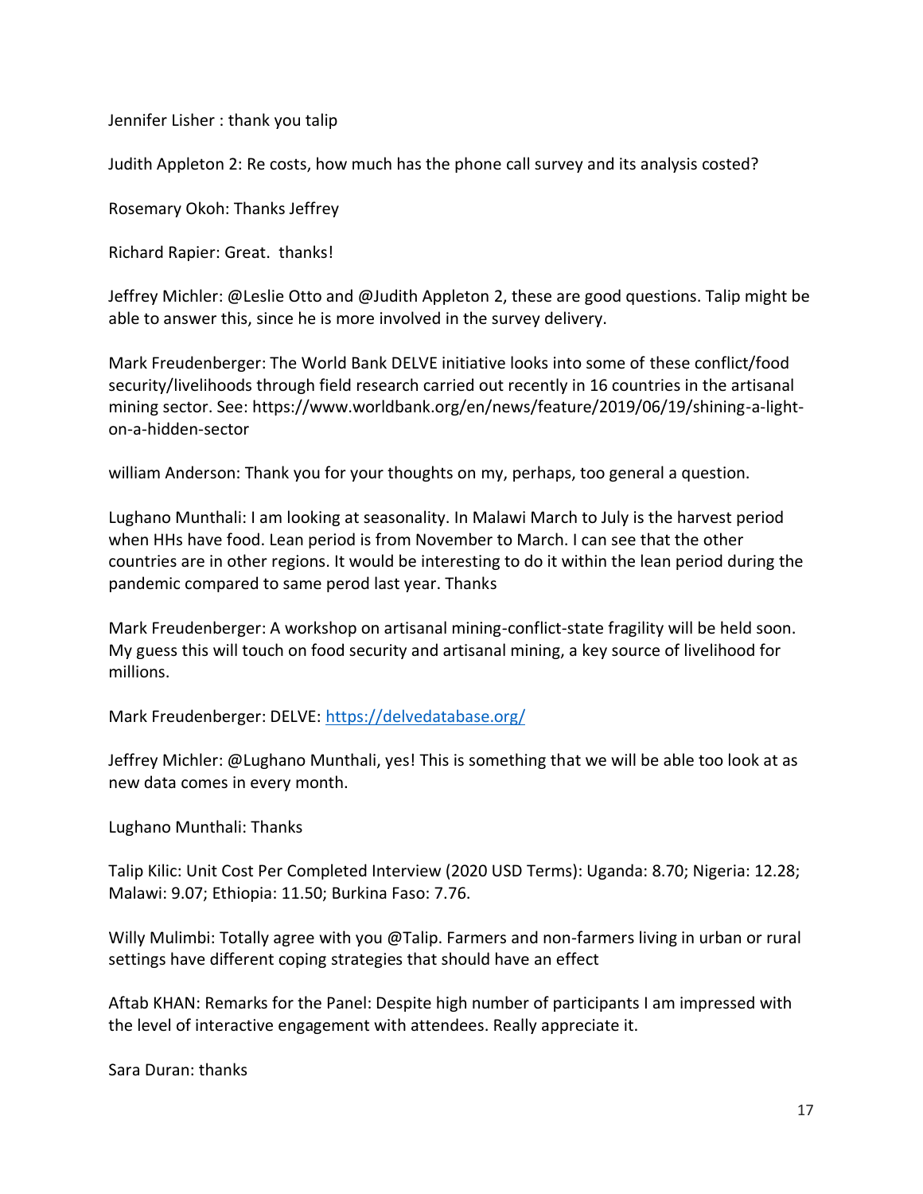Jennifer Lisher : thank you talip

Judith Appleton 2: Re costs, how much has the phone call survey and its analysis costed?

Rosemary Okoh: Thanks Jeffrey

Richard Rapier: Great. thanks!

Jeffrey Michler: @Leslie Otto and @Judith Appleton 2, these are good questions. Talip might be able to answer this, since he is more involved in the survey delivery.

Mark Freudenberger: The World Bank DELVE initiative looks into some of these conflict/food security/livelihoods through field research carried out recently in 16 countries in the artisanal mining sector. See: https://www.worldbank.org/en/news/feature/2019/06/19/shining-a-light-on-a-hidden-sector

william Anderson: Thank you for your thoughts on my, perhaps, too general a question.

Lughano Munthali: I am looking at seasonality. In Malawi March to July is the harvest period when HHs have food. Lean period is from November to March. I can see that the other countries are in other regions. It would be interesting to do it within the lean period during the pandemic compared to same perod last year. Thanks

Mark Freudenberger: A workshop on artisanal mining-conflict-state fragility will be held soon. My guess this will touch on food security and artisanal mining, a key source of livelihood for millions.

Mark Freudenberger: DELVE: [https://delvedatabase.org/](https://delvedatabase.org/)

Jeffrey Michler: @Lughano Munthali, yes! This is something that we will be able too look at as new data comes in every month.

Lughano Munthali: Thanks

Talip Kilic: Unit Cost Per Completed Interview (2020 USD Terms): Uganda: 8.70; Nigeria: 12.28; Malawi: 9.07; Ethiopia: 11.50; Burkina Faso: 7.76.

Willy Mulimbi: Totally agree with you @Talip. Farmers and non-farmers living in urban or rural settings have different coping strategies that should have an effect

Aftab KHAN: Remarks for the Panel: Despite high number of participants I am impressed with the level of interactive engagement with attendees. Really appreciate it.

Sara Duran: thanks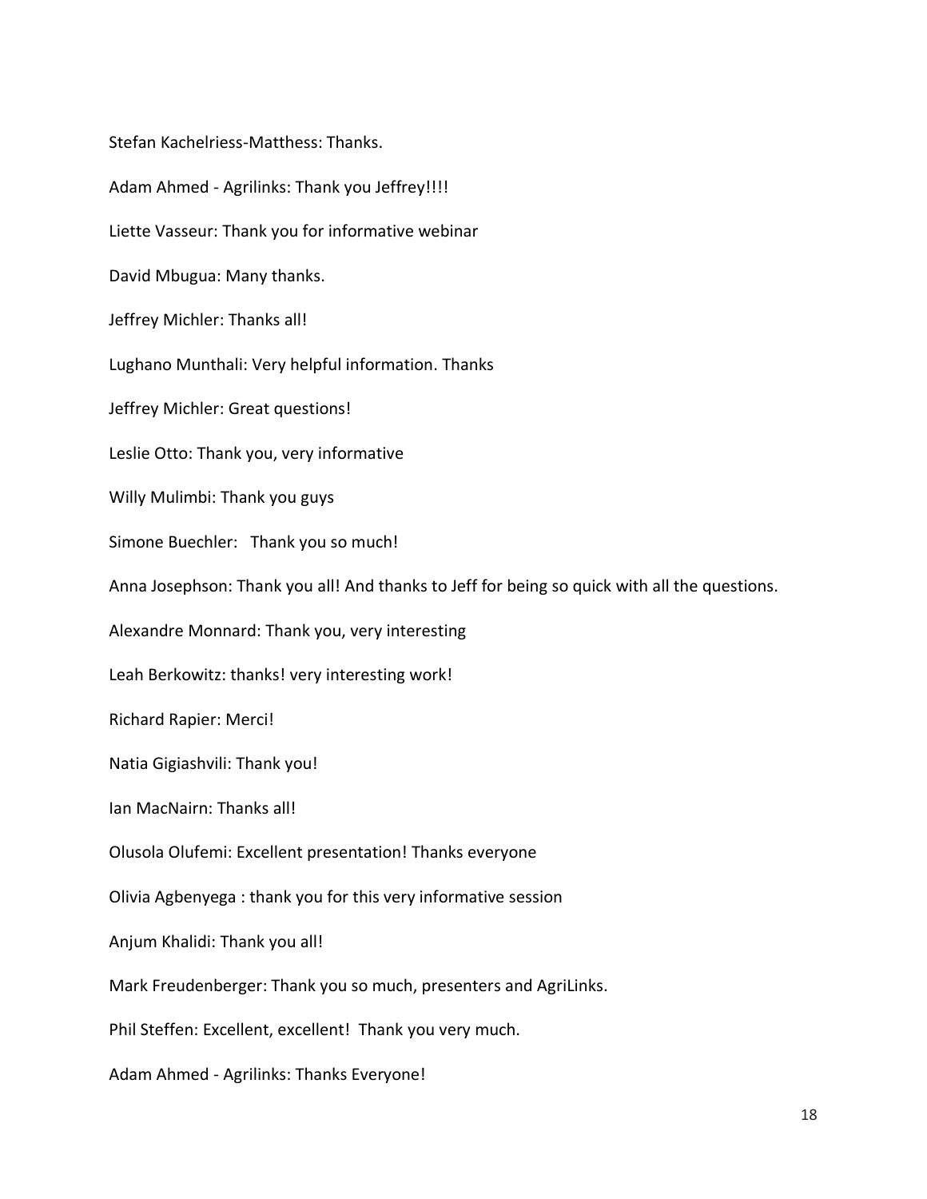Stefan Kachelriess-Matthess: Thanks.

Adam Ahmed - Agrilinks: Thank you Jeffrey!!!!

Liette Vasseur: Thank you for informative webinar

David Mbugua: Many thanks.

Jeffrey Michler: Thanks all!

Lughano Munthali: Very helpful information. Thanks

Jeffrey Michler: Great questions!

Leslie Otto: Thank you, very informative

Willy Mulimbi: Thank you guys

Simone Buechler: Thank you so much!

Anna Josephson: Thank you all! And thanks to Jeff for being so quick with all the questions.

Alexandre Monnard: Thank you, very interesting

Leah Berkowitz: thanks! very interesting work!

Richard Rapier: Merci!

Natia Gigiashvili: Thank you!

Ian MacNairn: Thanks all!

Olusola Olufemi: Excellent presentation! Thanks everyone

Olivia Agbenyega : thank you for this very informative session

Anjum Khalidi: Thank you all!

Mark Freudenberger: Thank you so much, presenters and AgriLinks.

Phil Steffen: Excellent, excellent! Thank you very much.

Adam Ahmed - Agrilinks: Thanks Everyone!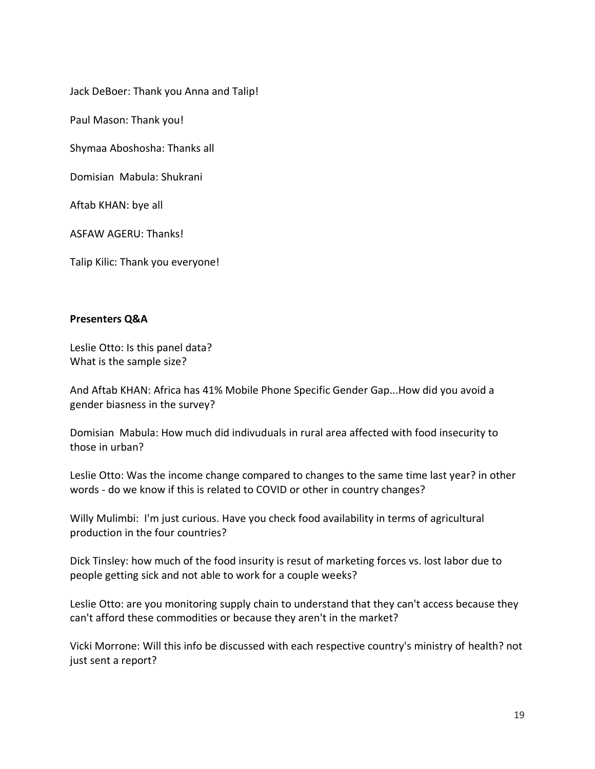Jack DeBoer: Thank you Anna and Talip!

Paul Mason: Thank you!

Shymaa Aboshosha: Thanks all

Domisian  Mabula: Shukrani

Aftab KHAN: bye all

ASFAW AGERU: Thanks!

Talip Kilic: Thank you everyone!

**Presenters Q&A**

Leslie Otto: Is this panel data?
What is the sample size?

And Aftab KHAN: Africa has 41% Mobile Phone Specific Gender Gap...How did you avoid a gender biasness in the survey?

Domisian  Mabula: How much did indivuduals in rural area affected with food insecurity to those in urban?

Leslie Otto: Was the income change compared to changes to the same time last year? in other words - do we know if this is related to COVID or other in country changes?

Willy Mulimbi:  I'm just curious. Have you check food availability in terms of agricultural production in the four countries?

Dick Tinsley: how much of the food insurity is resut of marketing forces vs. lost labor due to people getting sick and not able to work for a couple weeks?

Leslie Otto: are you monitoring supply chain to understand that they can't access because they can't afford these commodities or because they aren't in the market?

Vicki Morrone: Will this info be discussed with each respective country's ministry of health? not just sent a report?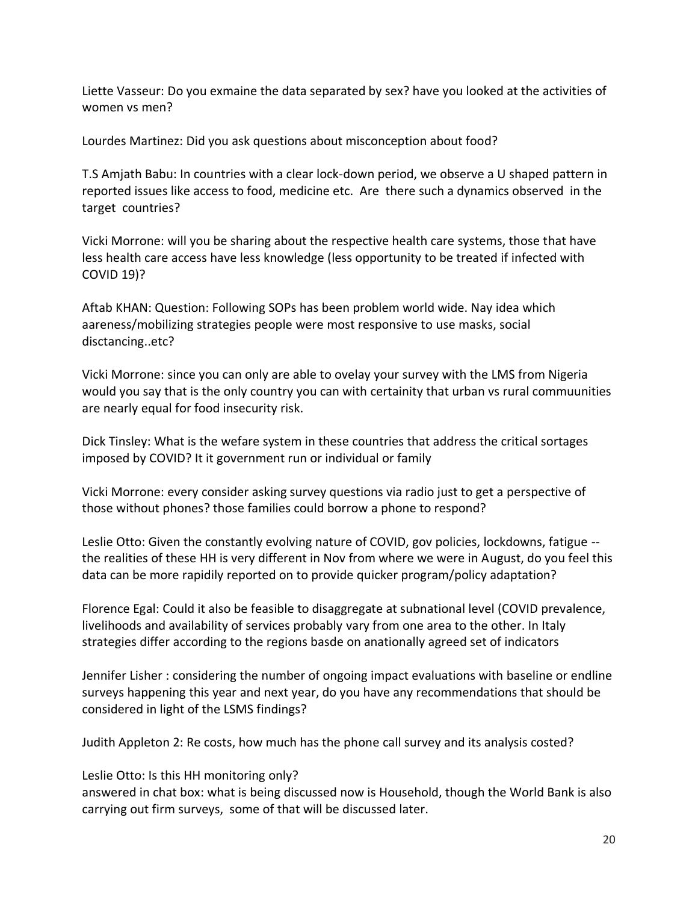Liette Vasseur: Do you exmaine the data separated by sex? have you looked at the activities of women vs men?

Lourdes Martinez: Did you ask questions about misconception about food?

T.S Amjath Babu: In countries with a clear lock-down period, we observe a U shaped pattern in reported issues like access to food, medicine etc. Are there such a dynamics observed in the target countries?

Vicki Morrone: will you be sharing about the respective health care systems, those that have less health care access have less knowledge (less opportunity to be treated if infected with COVID 19)?

Aftab KHAN: Question: Following SOPs has been problem world wide. Nay idea which aareness/mobilizing strategies people were most responsive to use masks, social disctancing..etc?

Vicki Morrone: since you can only are able to ovelay your survey with the LMS from Nigeria would you say that is the only country you can with certainity that urban vs rural commuunities are nearly equal for food insecurity risk.

Dick Tinsley: What is the wefare system in these countries that address the critical sortages imposed by COVID? It it government run or individual or family

Vicki Morrone: every consider asking survey questions via radio just to get a perspective of those without phones? those families could borrow a phone to respond?

Leslie Otto: Given the constantly evolving nature of COVID, gov policies, lockdowns, fatigue -- the realities of these HH is very different in Nov from where we were in August, do you feel this data can be more rapidily reported on to provide quicker program/policy adaptation?

Florence Egal: Could it also be feasible to disaggregate at subnational level (COVID prevalence, livelihoods and availability of services probably vary from one area to the other. In Italy strategies differ according to the regions basde on anationally agreed set of indicators

Jennifer Lisher : considering the number of ongoing impact evaluations with baseline or endline surveys happening this year and next year, do you have any recommendations that should be considered in light of the LSMS findings?

Judith Appleton 2: Re costs, how much has the phone call survey and its analysis costed?

Leslie Otto: Is this HH monitoring only?
answered in chat box: what is being discussed now is Household, though the World Bank is also carrying out firm surveys, some of that will be discussed later.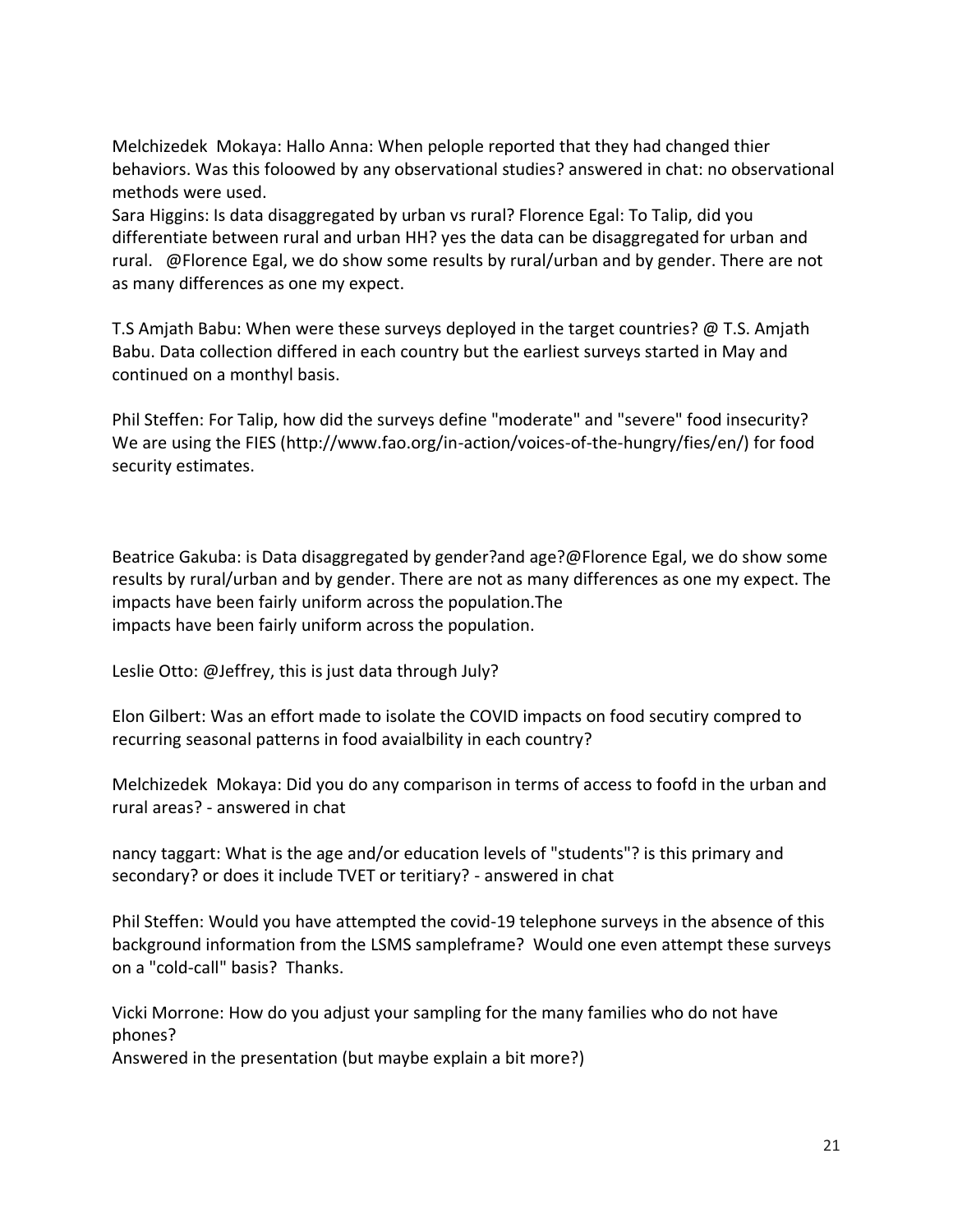Melchizedek Mokaya: Hallo Anna: When pelople reported that they had changed thier behaviors. Was this foloowed by any observational studies? answered in chat: no observational methods were used.

Sara Higgins: Is data disaggregated by urban vs rural? Florence Egal: To Talip, did you differentiate between rural and urban HH? yes the data can be disaggregated for urban and rural. @Florence Egal, we do show some results by rural/urban and by gender. There are not as many differences as one my expect.

T.S Amjath Babu: When were these surveys deployed in the target countries? @ T.S. Amjath Babu. Data collection differed in each country but the earliest surveys started in May and continued on a monthyl basis.

Phil Steffen: For Talip, how did the surveys define "moderate" and "severe" food insecurity? We are using the FIES (http://www.fao.org/in-action/voices-of-the-hungry/fies/en/) for food security estimates.

Beatrice Gakuba: is Data disaggregated by gender?and age?@Florence Egal, we do show some results by rural/urban and by gender. There are not as many differences as one my expect. The impacts have been fairly uniform across the population.The impacts have been fairly uniform across the population.

Leslie Otto: @Jeffrey, this is just data through July?

Elon Gilbert: Was an effort made to isolate the COVID impacts on food secutiry compred to recurring seasonal patterns in food avaialbility in each country?

Melchizedek Mokaya: Did you do any comparison in terms of access to foofd in the urban and rural areas? - answered in chat

nancy taggart: What is the age and/or education levels of "students"? is this primary and secondary? or does it include TVET or teritiary? - answered in chat

Phil Steffen: Would you have attempted the covid-19 telephone surveys in the absence of this background information from the LSMS sampleframe? Would one even attempt these surveys on a "cold-call" basis? Thanks.

Vicki Morrone: How do you adjust your sampling for the many families who do not have phones?
Answered in the presentation (but maybe explain a bit more?)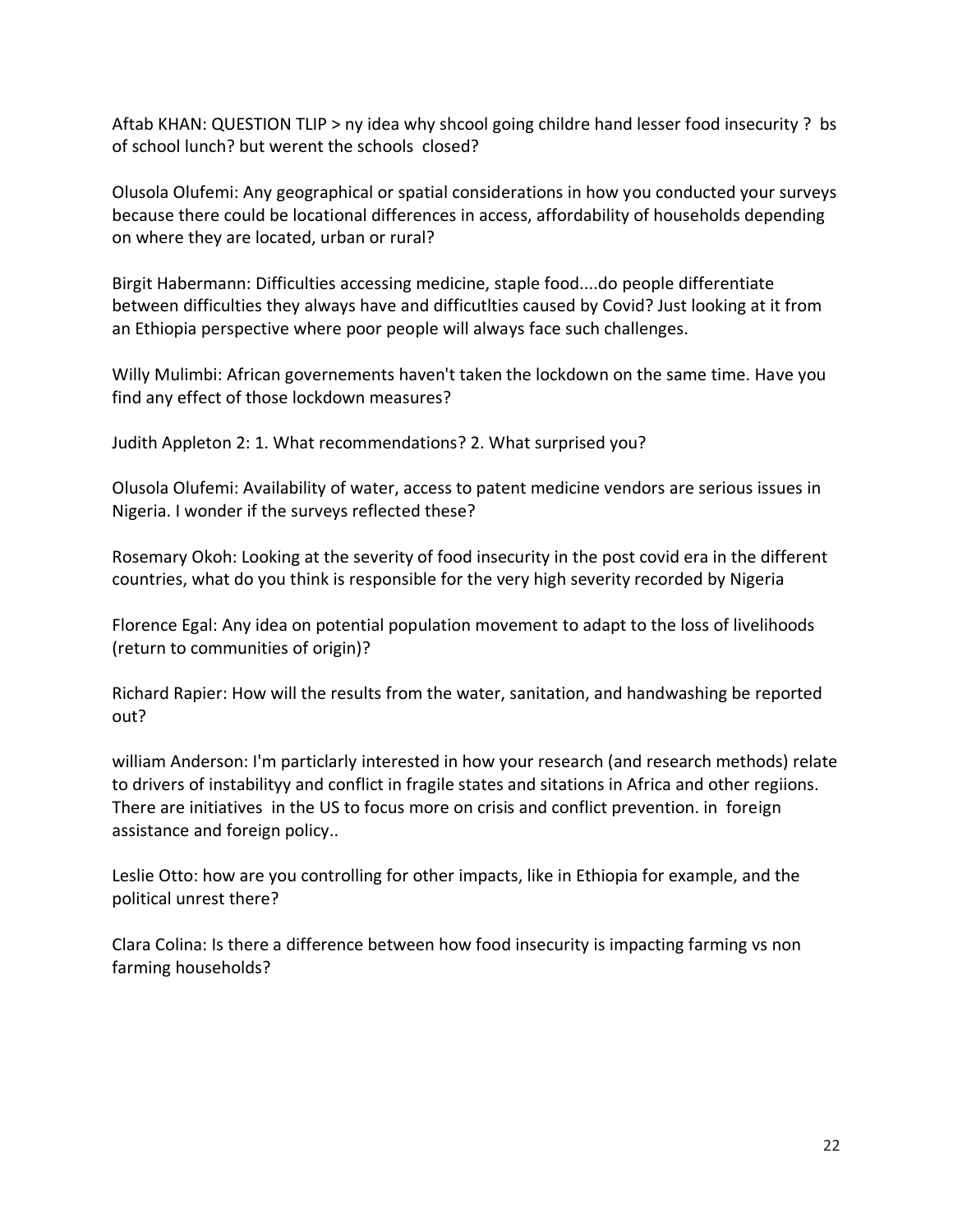Aftab KHAN: QUESTION TLIP > ny idea why shcool going childre hand lesser food insecurity ? bs of school lunch? but werent the schools closed?

Olusola Olufemi: Any geographical or spatial considerations in how you conducted your surveys because there could be locational differences in access, affordability of households depending on where they are located, urban or rural?

Birgit Habermann: Difficulties accessing medicine, staple food....do people differentiate between difficulties they always have and difficutlties caused by Covid? Just looking at it from an Ethiopia perspective where poor people will always face such challenges.

Willy Mulimbi: African governements haven't taken the lockdown on the same time. Have you find any effect of those lockdown measures?

Judith Appleton 2: 1. What recommendations? 2. What surprised you?

Olusola Olufemi: Availability of water, access to patent medicine vendors are serious issues in Nigeria. I wonder if the surveys reflected these?

Rosemary Okoh: Looking at the severity of food insecurity in the post covid era in the different countries, what do you think is responsible for the very high severity recorded by Nigeria

Florence Egal: Any idea on potential population movement to adapt to the loss of livelihoods (return to communities of origin)?

Richard Rapier: How will the results from the water, sanitation, and handwashing be reported out?

william Anderson: I'm particlarly interested in how your research (and research methods) relate to drivers of instabilityy and conflict in fragile states and sitations in Africa and other regiions. There are initiatives in the US to focus more on crisis and conflict prevention. in foreign assistance and foreign policy..

Leslie Otto: how are you controlling for other impacts, like in Ethiopia for example, and the political unrest there?

Clara Colina: Is there a difference between how food insecurity is impacting farming vs non farming households?